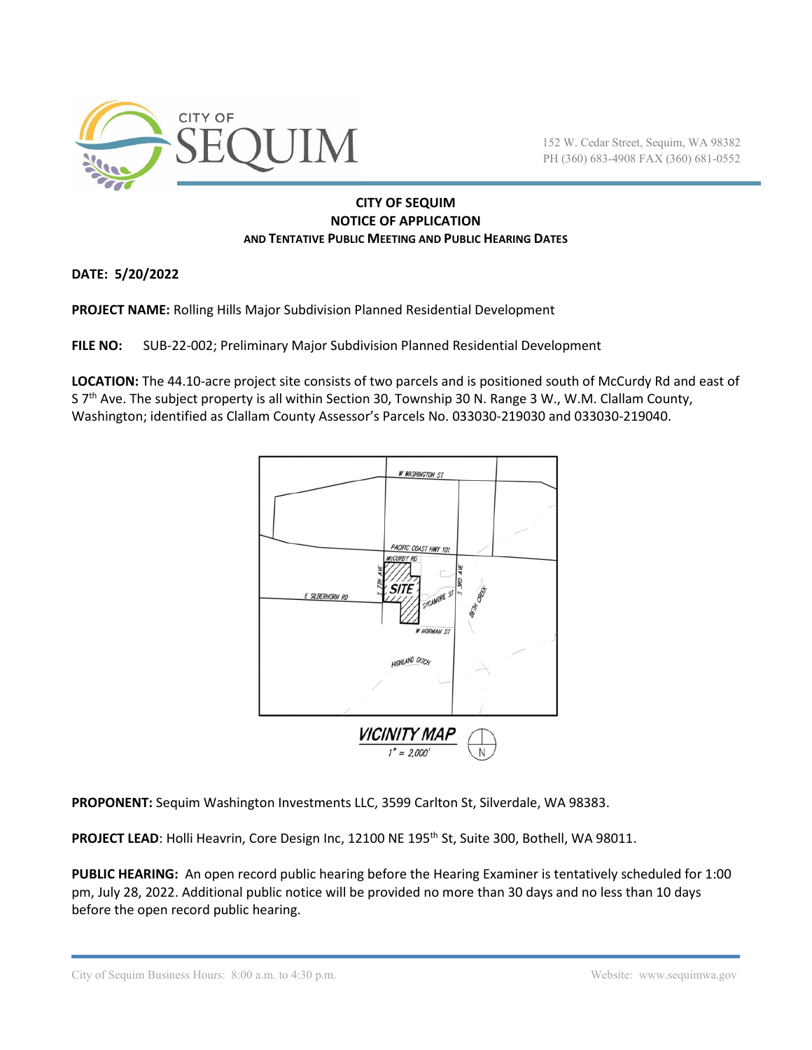CITY OF SEQUIM

152 W. Cedar Street, Sequim, WA 98382
PH (360) 683-4908 FAX (360) 681-0552

# CITY OF SEQUIM
## NOTICE OF APPLICATION
### AND TENTATIVE PUBLIC MEETING AND PUBLIC HEARING DATES

**DATE: 5/20/2022**

**PROJECT NAME:** Rolling Hills Major Subdivision Planned Residential Development

**FILE NO:** SUB-22-002; Preliminary Major Subdivision Planned Residential Development

**LOCATION:** The 44.10-acre project site consists of two parcels and is positioned south of McCurdy Rd and east of S 7th Ave. The subject property is all within Section 30, Township 30 N. Range 3 W., W.M. Clallam County, Washington; identified as Clallam County Assessor's Parcels No. 033030-219030 and 033030-219040.

VICINITY MAP
1" = 2,000'

**PROPONENT:** Sequim Washington Investments LLC, 3599 Carlton St, Silverdale, WA 98383.

**PROJECT LEAD**: Holli Heavrin, Core Design Inc, 12100 NE 195th St, Suite 300, Bothell, WA 98011.

**PUBLIC HEARING:** An open record public hearing before the Hearing Examiner is tentatively scheduled for 1:00 pm, July 28, 2022. Additional public notice will be provided no more than 30 days and no less than 10 days before the open record public hearing.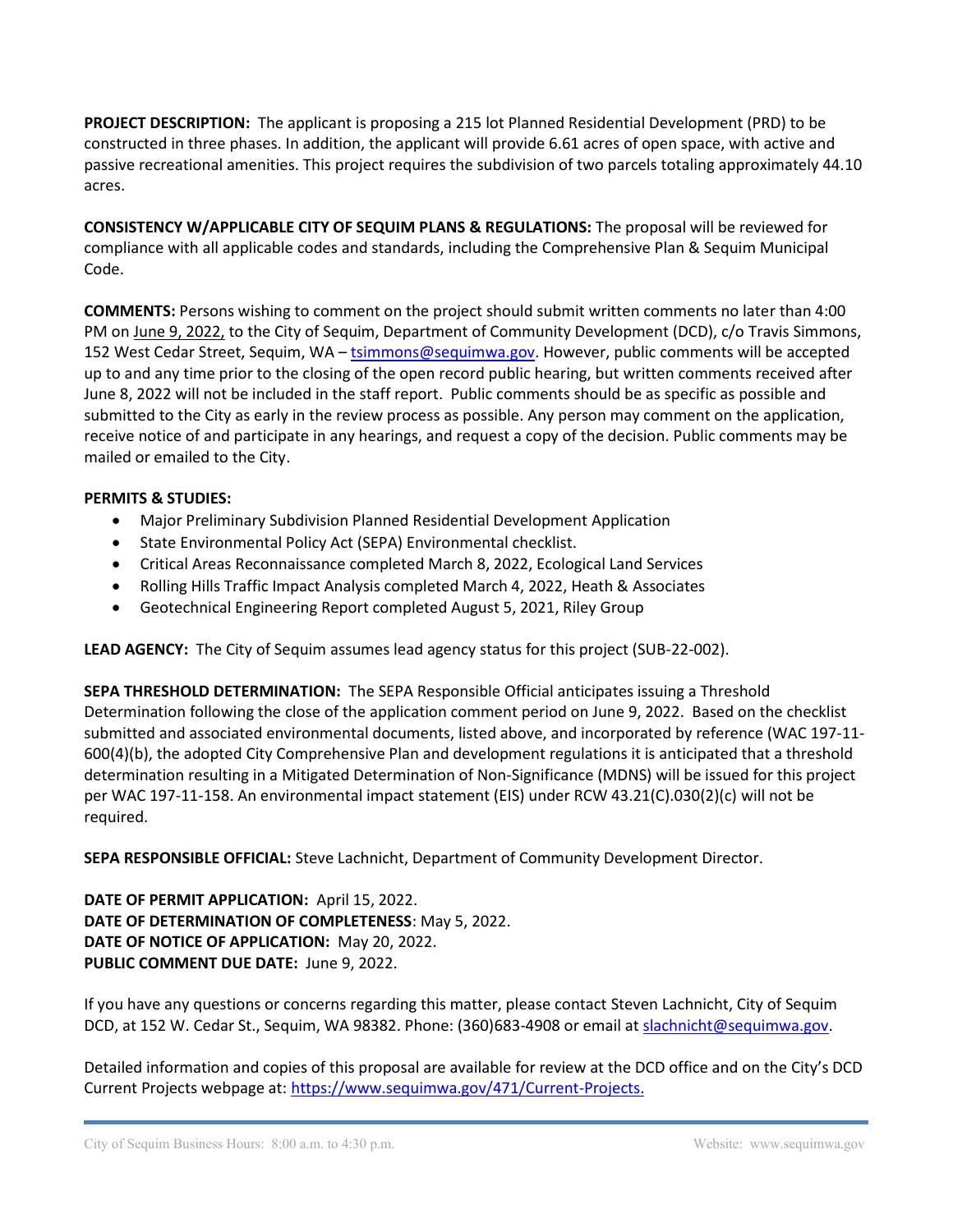**PROJECT DESCRIPTION:** The applicant is proposing a 215 lot Planned Residential Development (PRD) to be constructed in three phases. In addition, the applicant will provide 6.61 acres of open space, with active and passive recreational amenities. This project requires the subdivision of two parcels totaling approximately 44.10 acres.

**CONSISTENCY W/APPLICABLE CITY OF SEQUIM PLANS & REGULATIONS:** The proposal will be reviewed for compliance with all applicable codes and standards, including the Comprehensive Plan & Sequim Municipal Code.

**COMMENTS:** Persons wishing to comment on the project should submit written comments no later than 4:00 PM on June 9, 2022, to the City of Sequim, Department of Community Development (DCD), c/o Travis Simmons, 152 West Cedar Street, Sequim, WA – tsimmons@sequimwa.gov. However, public comments will be accepted up to and any time prior to the closing of the open record public hearing, but written comments received after June 8, 2022 will not be included in the staff report. Public comments should be as specific as possible and submitted to the City as early in the review process as possible. Any person may comment on the application, receive notice of and participate in any hearings, and request a copy of the decision. Public comments may be mailed or emailed to the City.

**PERMITS & STUDIES:**

- Major Preliminary Subdivision Planned Residential Development Application
- State Environmental Policy Act (SEPA) Environmental checklist.
- Critical Areas Reconnaissance completed March 8, 2022, Ecological Land Services
- Rolling Hills Traffic Impact Analysis completed March 4, 2022, Heath & Associates
- Geotechnical Engineering Report completed August 5, 2021, Riley Group

**LEAD AGENCY:** The City of Sequim assumes lead agency status for this project (SUB-22-002).

**SEPA THRESHOLD DETERMINATION:** The SEPA Responsible Official anticipates issuing a Threshold Determination following the close of the application comment period on June 9, 2022. Based on the checklist submitted and associated environmental documents, listed above, and incorporated by reference (WAC 197-11-600(4)(b), the adopted City Comprehensive Plan and development regulations it is anticipated that a threshold determination resulting in a Mitigated Determination of Non-Significance (MDNS) will be issued for this project per WAC 197-11-158. An environmental impact statement (EIS) under RCW 43.21(C).030(2)(c) will not be required.

**SEPA RESPONSIBLE OFFICIAL:** Steve Lachnicht, Department of Community Development Director.

**DATE OF PERMIT APPLICATION:** April 15, 2022.
**DATE OF DETERMINATION OF COMPLETENESS**: May 5, 2022.
**DATE OF NOTICE OF APPLICATION:** May 20, 2022.
**PUBLIC COMMENT DUE DATE:** June 9, 2022.

If you have any questions or concerns regarding this matter, please contact Steven Lachnicht, City of Sequim DCD, at 152 W. Cedar St., Sequim, WA 98382. Phone: (360)683-4908 or email at slachnicht@sequimwa.gov.

Detailed information and copies of this proposal are available for review at the DCD office and on the City's DCD Current Projects webpage at: https://www.sequimwa.gov/471/Current-Projects.